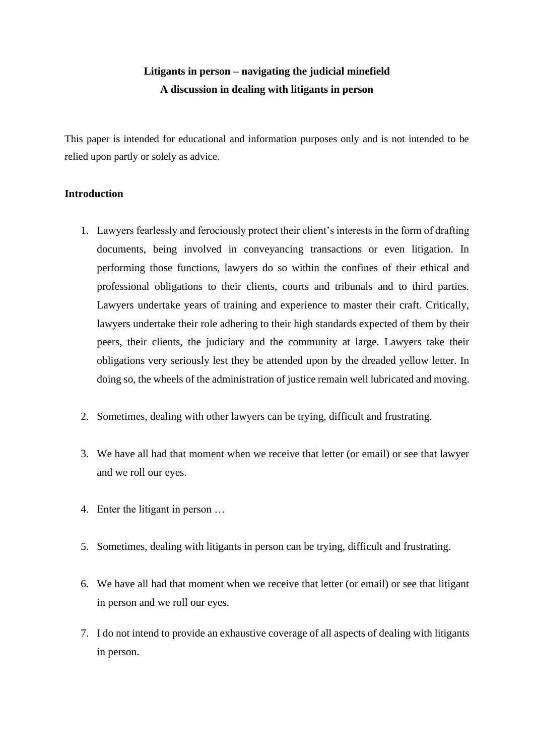**Litigants in person – navigating the judicial minefield**
**A discussion in dealing with litigants in person**

This paper is intended for educational and information purposes only and is not intended to be relied upon partly or solely as advice.

**Introduction**

1. Lawyers fearlessly and ferociously protect their client's interests in the form of drafting documents, being involved in conveyancing transactions or even litigation. In performing those functions, lawyers do so within the confines of their ethical and professional obligations to their clients, courts and tribunals and to third parties. Lawyers undertake years of training and experience to master their craft. Critically, lawyers undertake their role adhering to their high standards expected of them by their peers, their clients, the judiciary and the community at large. Lawyers take their obligations very seriously lest they be attended upon by the dreaded yellow letter. In doing so, the wheels of the administration of justice remain well lubricated and moving.

2. Sometimes, dealing with other lawyers can be trying, difficult and frustrating.

3. We have all had that moment when we receive that letter (or email) or see that lawyer and we roll our eyes.

4. Enter the litigant in person …

5. Sometimes, dealing with litigants in person can be trying, difficult and frustrating.

6. We have all had that moment when we receive that letter (or email) or see that litigant in person and we roll our eyes.

7. I do not intend to provide an exhaustive coverage of all aspects of dealing with litigants in person.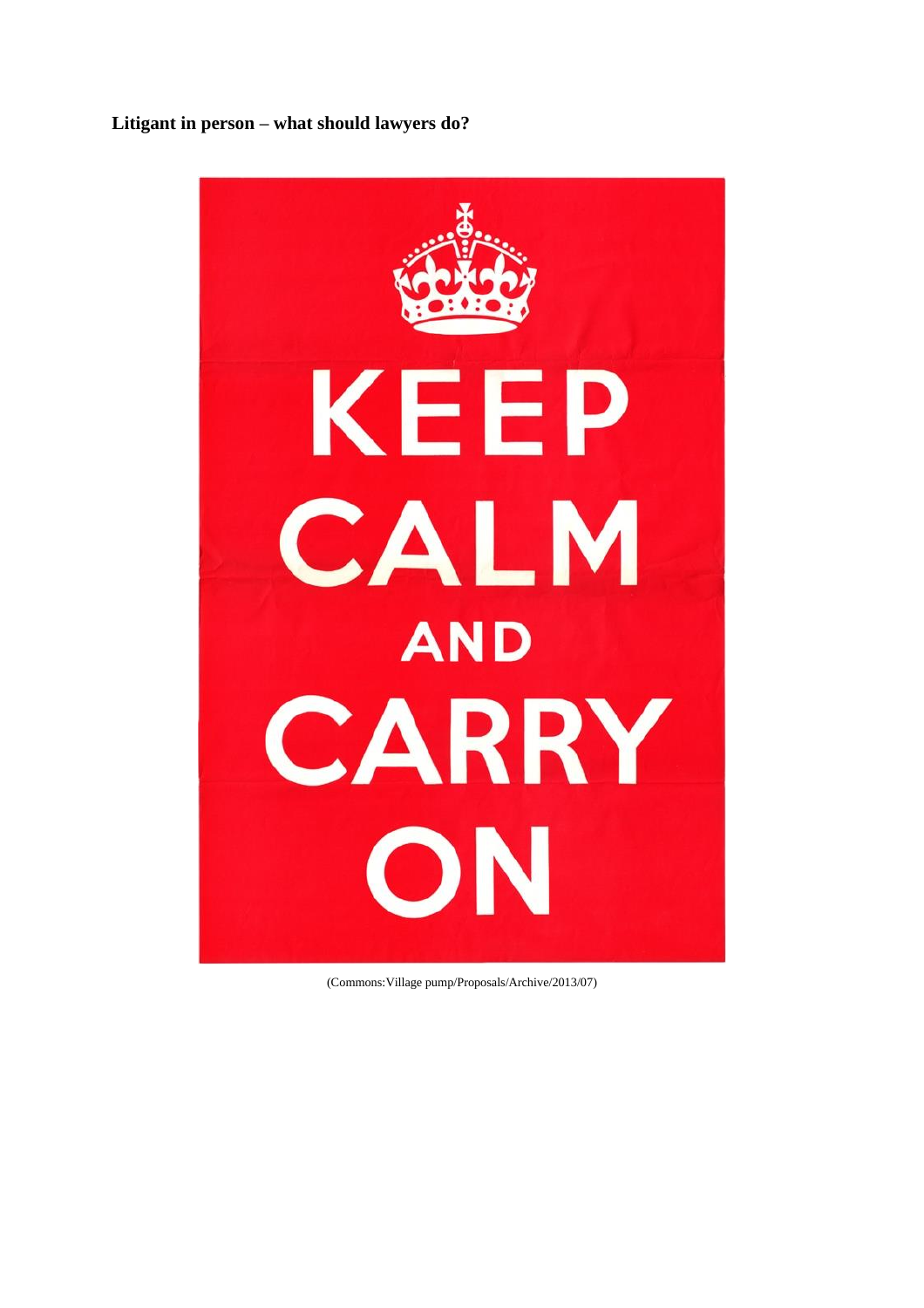**Litigant in person – what should lawyers do?**

(Commons:Village pump/Proposals/Archive/2013/07)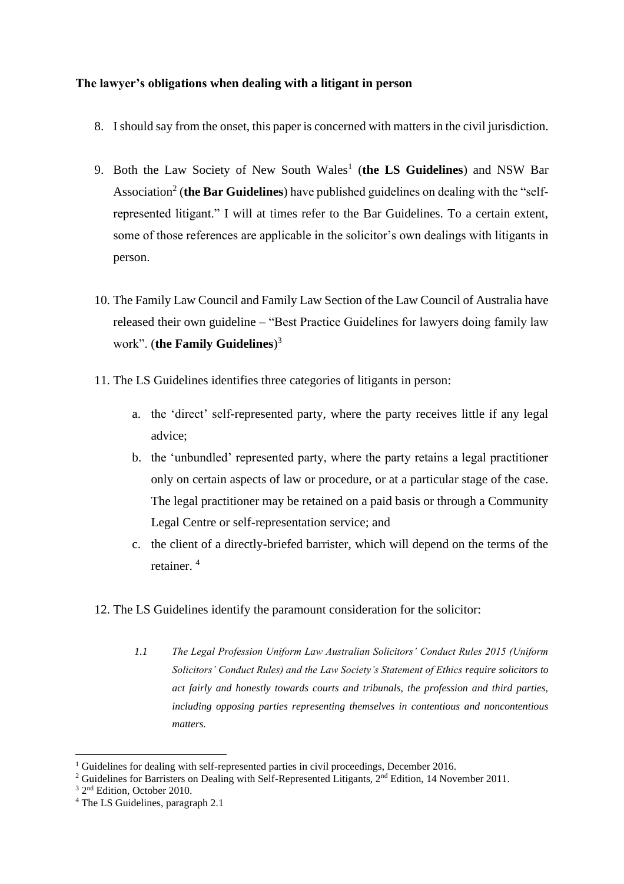**The lawyer's obligations when dealing with a litigant in person**

8. I should say from the onset, this paper is concerned with matters in the civil jurisdiction.

9. Both the Law Society of New South Wales[1] (**the LS Guidelines**) and NSW Bar Association[2] (**the Bar Guidelines**) have published guidelines on dealing with the "self-represented litigant." I will at times refer to the Bar Guidelines. To a certain extent, some of those references are applicable in the solicitor's own dealings with litigants in person.

10. The Family Law Council and Family Law Section of the Law Council of Australia have released their own guideline – "Best Practice Guidelines for lawyers doing family law work". (**the Family Guidelines**)[3]

11. The LS Guidelines identifies three categories of litigants in person:

    a. the 'direct' self-represented party, where the party receives little if any legal advice;
    b. the 'unbundled' represented party, where the party retains a legal practitioner only on certain aspects of law or procedure, or at a particular stage of the case. The legal practitioner may be retained on a paid basis or through a Community Legal Centre or self-representation service; and
    c. the client of a directly-briefed barrister, which will depend on the terms of the retainer. [4]

12. The LS Guidelines identify the paramount consideration for the solicitor:

> *1.1 The Legal Profession Uniform Law Australian Solicitors' Conduct Rules 2015 (Uniform Solicitors' Conduct Rules) and the Law Society's Statement of Ethics require solicitors to act fairly and honestly towards courts and tribunals, the profession and third parties, including opposing parties representing themselves in contentious and noncontentious matters.*

---

[1] Guidelines for dealing with self-represented parties in civil proceedings, December 2016.
[2] Guidelines for Barristers on Dealing with Self-Represented Litigants, 2nd Edition, 14 November 2011.
[3] 2nd Edition, October 2010.
[4] The LS Guidelines, paragraph 2.1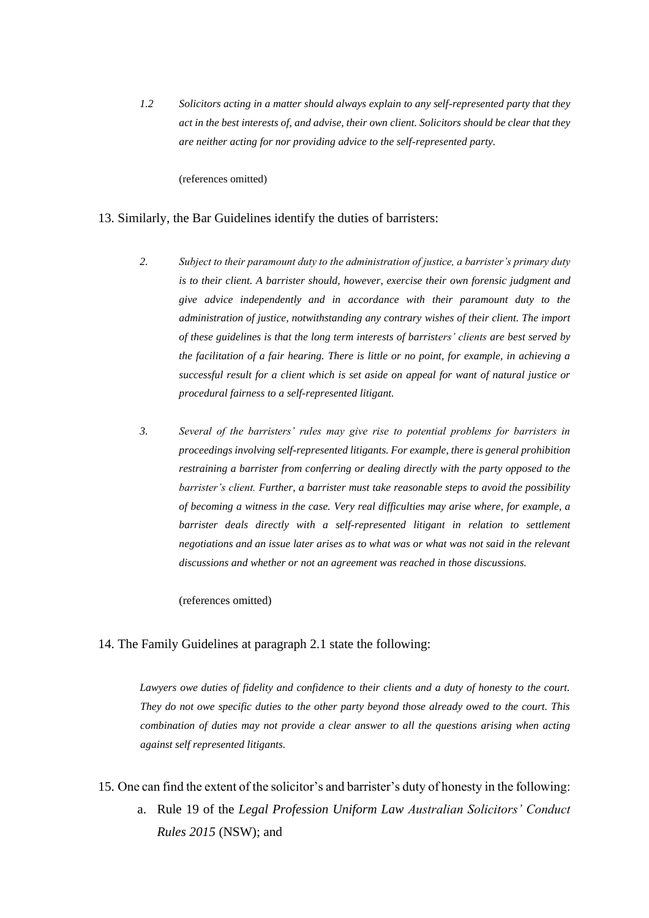> *1.2 Solicitors acting in a matter should always explain to any self-represented party that they act in the best interests of, and advise, their own client. Solicitors should be clear that they are neither acting for nor providing advice to the self-represented party.*
>
> (references omitted)

13. Similarly, the Bar Guidelines identify the duties of barristers:

> *2. Subject to their paramount duty to the administration of justice, a barrister's primary duty is to their client. A barrister should, however, exercise their own forensic judgment and give advice independently and in accordance with their paramount duty to the administration of justice, notwithstanding any contrary wishes of their client. The import of these guidelines is that the long term interests of barristers' clients are best served by the facilitation of a fair hearing. There is little or no point, for example, in achieving a successful result for a client which is set aside on appeal for want of natural justice or procedural fairness to a self-represented litigant.*
>
> *3. Several of the barristers' rules may give rise to potential problems for barristers in proceedings involving self-represented litigants. For example, there is general prohibition restraining a barrister from conferring or dealing directly with the party opposed to the barrister's client. Further, a barrister must take reasonable steps to avoid the possibility of becoming a witness in the case. Very real difficulties may arise where, for example, a barrister deals directly with a self-represented litigant in relation to settlement negotiations and an issue later arises as to what was or what was not said in the relevant discussions and whether or not an agreement was reached in those discussions.*
>
> (references omitted)

14. The Family Guidelines at paragraph 2.1 state the following:

> *Lawyers owe duties of fidelity and confidence to their clients and a duty of honesty to the court. They do not owe specific duties to the other party beyond those already owed to the court. This combination of duties may not provide a clear answer to all the questions arising when acting against self represented litigants.*

15. One can find the extent of the solicitor's and barrister's duty of honesty in the following:
    a. Rule 19 of the *Legal Profession Uniform Law Australian Solicitors' Conduct Rules 2015* (NSW); and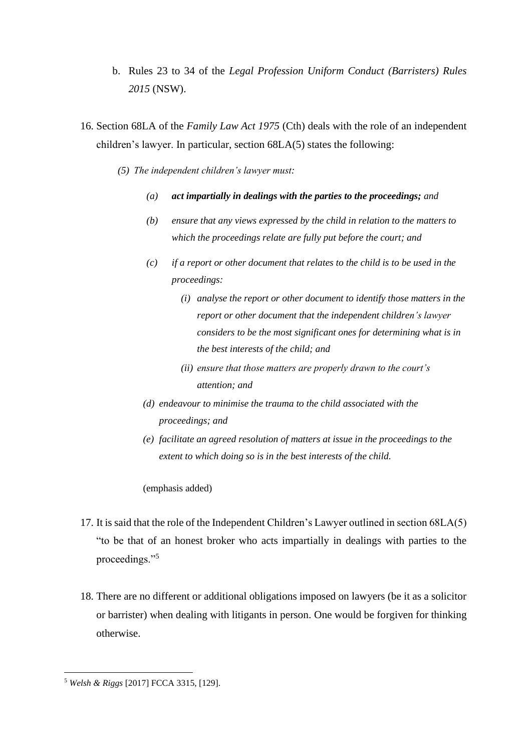b. Rules 23 to 34 of the *Legal Profession Uniform Conduct (Barristers) Rules 2015* (NSW).

16. Section 68LA of the *Family Law Act 1975* (Cth) deals with the role of an independent children's lawyer. In particular, section 68LA(5) states the following:

    *(5) The independent children's lawyer must:*

    > *(a)* ***act impartially in dealings with the parties to the proceedings;*** *and*
    >
    > *(b) ensure that any views expressed by the child in relation to the matters to which the proceedings relate are fully put before the court; and*
    >
    > *(c) if a report or other document that relates to the child is to be used in the proceedings:*
    >
    > > *(i) analyse the report or other document to identify those matters in the report or other document that the independent children's lawyer considers to be the most significant ones for determining what is in the best interests of the child; and*
    > >
    > > *(ii) ensure that those matters are properly drawn to the court's attention; and*
    >
    > *(d) endeavour to minimise the trauma to the child associated with the proceedings; and*
    >
    > *(e) facilitate an agreed resolution of matters at issue in the proceedings to the extent to which doing so is in the best interests of the child.*

    (emphasis added)

17. It is said that the role of the Independent Children's Lawyer outlined in section 68LA(5) "to be that of an honest broker who acts impartially in dealings with parties to the proceedings."[5]

18. There are no different or additional obligations imposed on lawyers (be it as a solicitor or barrister) when dealing with litigants in person. One would be forgiven for thinking otherwise.

---

[5] *Welsh & Riggs* [2017] FCCA 3315, [129].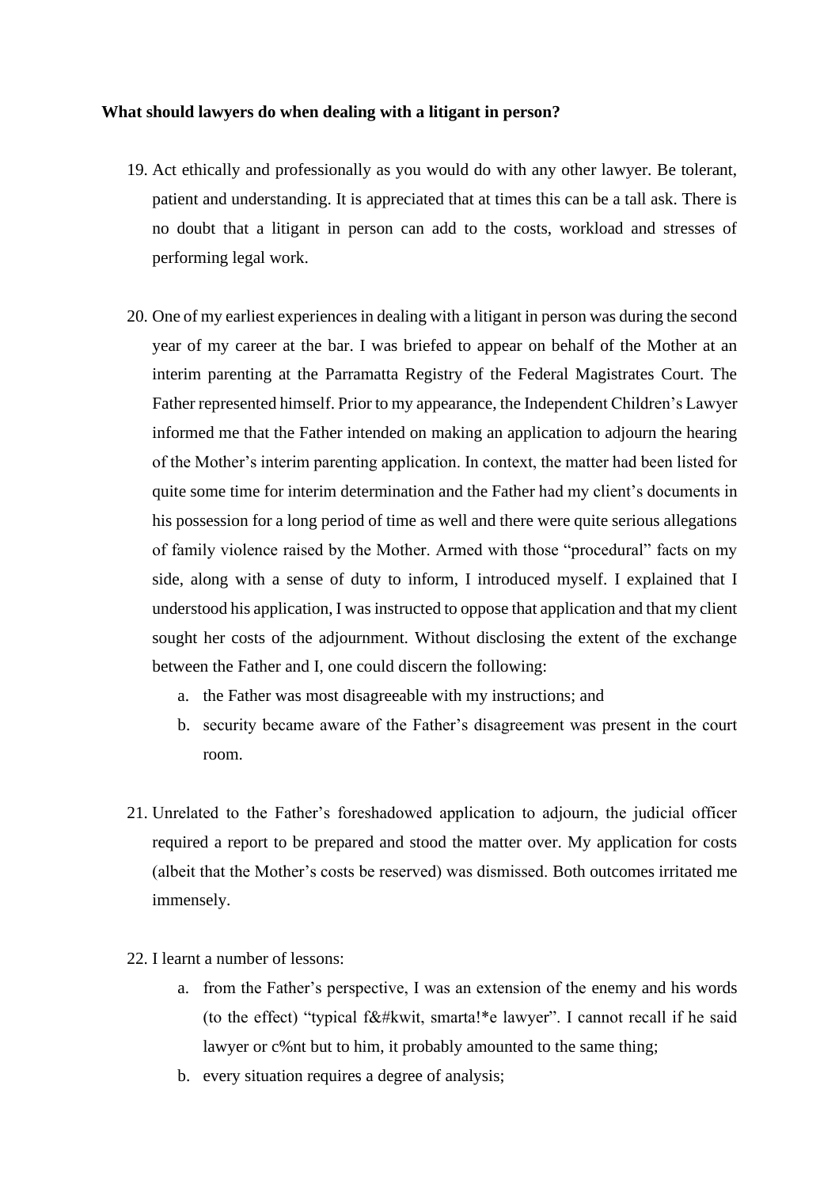**What should lawyers do when dealing with a litigant in person?**

19. Act ethically and professionally as you would do with any other lawyer. Be tolerant, patient and understanding. It is appreciated that at times this can be a tall ask. There is no doubt that a litigant in person can add to the costs, workload and stresses of performing legal work.

20. One of my earliest experiences in dealing with a litigant in person was during the second year of my career at the bar. I was briefed to appear on behalf of the Mother at an interim parenting at the Parramatta Registry of the Federal Magistrates Court. The Father represented himself. Prior to my appearance, the Independent Children's Lawyer informed me that the Father intended on making an application to adjourn the hearing of the Mother's interim parenting application. In context, the matter had been listed for quite some time for interim determination and the Father had my client's documents in his possession for a long period of time as well and there were quite serious allegations of family violence raised by the Mother. Armed with those "procedural" facts on my side, along with a sense of duty to inform, I introduced myself. I explained that I understood his application, I was instructed to oppose that application and that my client sought her costs of the adjournment. Without disclosing the extent of the exchange between the Father and I, one could discern the following:
    a. the Father was most disagreeable with my instructions; and
    b. security became aware of the Father's disagreement was present in the court room.

21. Unrelated to the Father's foreshadowed application to adjourn, the judicial officer required a report to be prepared and stood the matter over. My application for costs (albeit that the Mother's costs be reserved) was dismissed. Both outcomes irritated me immensely.

22. I learnt a number of lessons:
    a. from the Father's perspective, I was an extension of the enemy and his words (to the effect) "typical f&#kwit, smarta!*e lawyer". I cannot recall if he said lawyer or c%nt but to him, it probably amounted to the same thing;
    b. every situation requires a degree of analysis;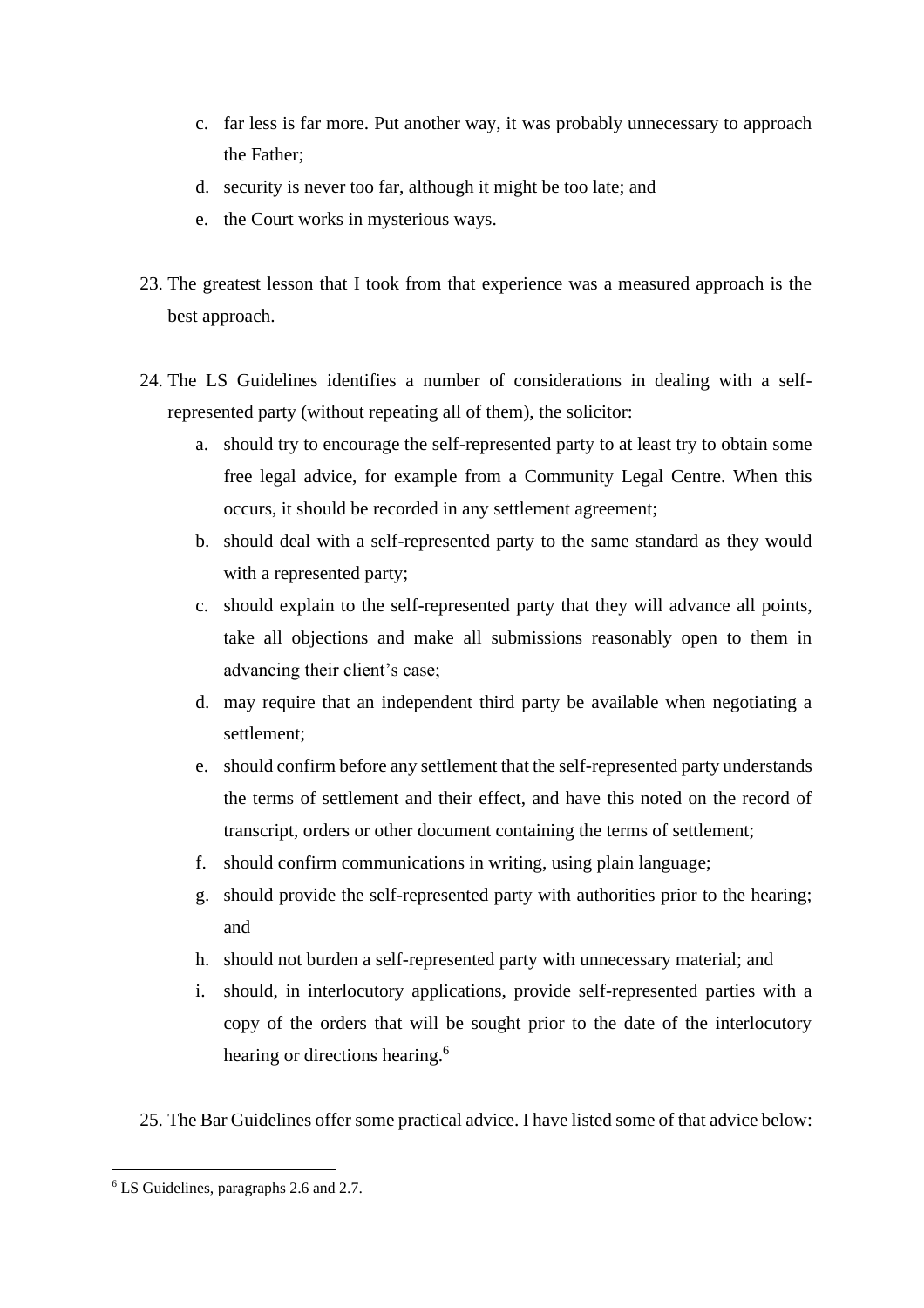c. far less is far more. Put another way, it was probably unnecessary to approach the Father;
d. security is never too far, although it might be too late; and
e. the Court works in mysterious ways.

23. The greatest lesson that I took from that experience was a measured approach is the best approach.

24. The LS Guidelines identifies a number of considerations in dealing with a self-represented party (without repeating all of them), the solicitor:
    a. should try to encourage the self-represented party to at least try to obtain some free legal advice, for example from a Community Legal Centre. When this occurs, it should be recorded in any settlement agreement;
    b. should deal with a self-represented party to the same standard as they would with a represented party;
    c. should explain to the self-represented party that they will advance all points, take all objections and make all submissions reasonably open to them in advancing their client's case;
    d. may require that an independent third party be available when negotiating a settlement;
    e. should confirm before any settlement that the self-represented party understands the terms of settlement and their effect, and have this noted on the record of transcript, orders or other document containing the terms of settlement;
    f. should confirm communications in writing, using plain language;
    g. should provide the self-represented party with authorities prior to the hearing; and
    h. should not burden a self-represented party with unnecessary material; and
    i. should, in interlocutory applications, provide self-represented parties with a copy of the orders that will be sought prior to the date of the interlocutory hearing or directions hearing.[6]

25. The Bar Guidelines offer some practical advice. I have listed some of that advice below:

---

[6] LS Guidelines, paragraphs 2.6 and 2.7.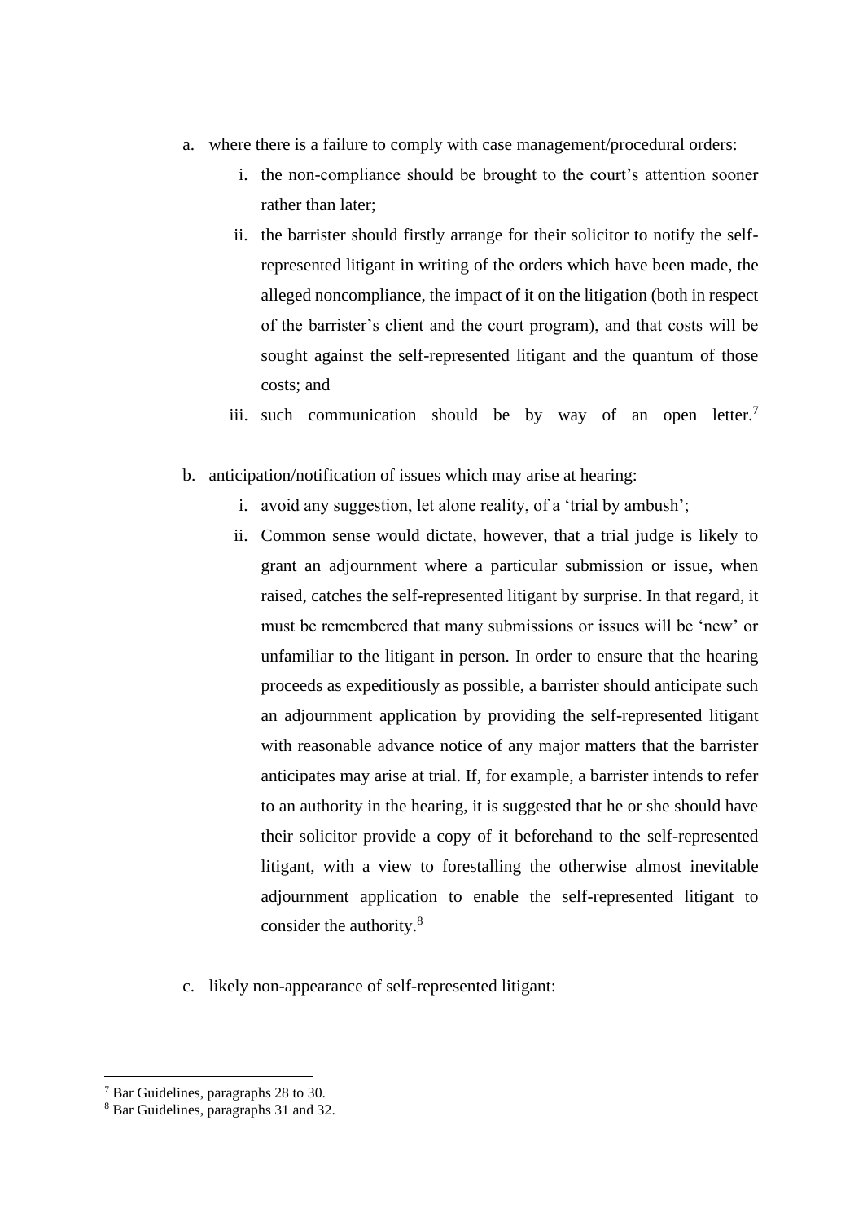a. where there is a failure to comply with case management/procedural orders:
    i. the non-compliance should be brought to the court's attention sooner rather than later;
    ii. the barrister should firstly arrange for their solicitor to notify the self-represented litigant in writing of the orders which have been made, the alleged noncompliance, the impact of it on the litigation (both in respect of the barrister's client and the court program), and that costs will be sought against the self-represented litigant and the quantum of those costs; and
    iii. such communication should be by way of an open letter.[7]

b. anticipation/notification of issues which may arise at hearing:
    i. avoid any suggestion, let alone reality, of a 'trial by ambush';
    ii. Common sense would dictate, however, that a trial judge is likely to grant an adjournment where a particular submission or issue, when raised, catches the self-represented litigant by surprise. In that regard, it must be remembered that many submissions or issues will be 'new' or unfamiliar to the litigant in person. In order to ensure that the hearing proceeds as expeditiously as possible, a barrister should anticipate such an adjournment application by providing the self-represented litigant with reasonable advance notice of any major matters that the barrister anticipates may arise at trial. If, for example, a barrister intends to refer to an authority in the hearing, it is suggested that he or she should have their solicitor provide a copy of it beforehand to the self-represented litigant, with a view to forestalling the otherwise almost inevitable adjournment application to enable the self-represented litigant to consider the authority.[8]

c. likely non-appearance of self-represented litigant:

---

[7] Bar Guidelines, paragraphs 28 to 30.

[8] Bar Guidelines, paragraphs 31 and 32.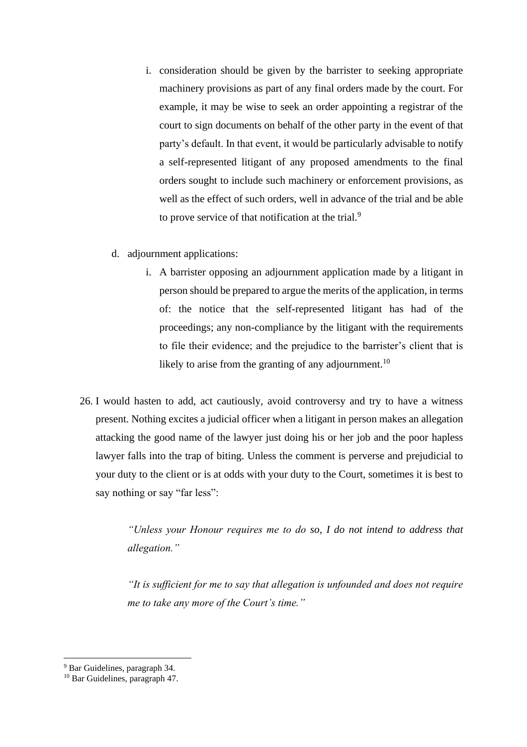i. consideration should be given by the barrister to seeking appropriate machinery provisions as part of any final orders made by the court. For example, it may be wise to seek an order appointing a registrar of the court to sign documents on behalf of the other party in the event of that party's default. In that event, it would be particularly advisable to notify a self-represented litigant of any proposed amendments to the final orders sought to include such machinery or enforcement provisions, as well as the effect of such orders, well in advance of the trial and be able to prove service of that notification at the trial.[9]

    d. adjournment applications:

        i. A barrister opposing an adjournment application made by a litigant in person should be prepared to argue the merits of the application, in terms of: the notice that the self-represented litigant has had of the proceedings; any non-compliance by the litigant with the requirements to file their evidence; and the prejudice to the barrister's client that is likely to arise from the granting of any adjournment.[10]

26. I would hasten to add, act cautiously, avoid controversy and try to have a witness present. Nothing excites a judicial officer when a litigant in person makes an allegation attacking the good name of the lawyer just doing his or her job and the poor hapless lawyer falls into the trap of biting. Unless the comment is perverse and prejudicial to your duty to the client or is at odds with your duty to the Court, sometimes it is best to say nothing or say "far less":

> *"Unless your Honour requires me to do so, I do not intend to address that allegation."*

> *"It is sufficient for me to say that allegation is unfounded and does not require me to take any more of the Court's time."*

---

[9] Bar Guidelines, paragraph 34.

[10] Bar Guidelines, paragraph 47.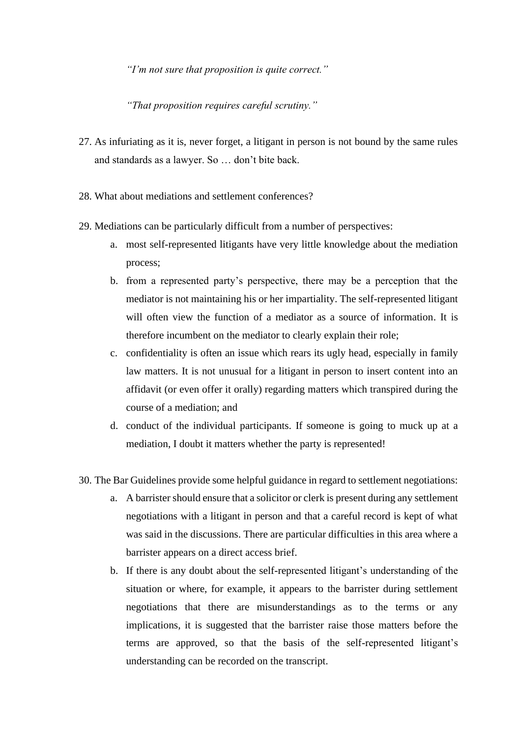*"I'm not sure that proposition is quite correct."*

*"That proposition requires careful scrutiny."*

27. As infuriating as it is, never forget, a litigant in person is not bound by the same rules and standards as a lawyer. So … don't bite back.

28. What about mediations and settlement conferences?

29. Mediations can be particularly difficult from a number of perspectives:
    a. most self-represented litigants have very little knowledge about the mediation process;
    b. from a represented party's perspective, there may be a perception that the mediator is not maintaining his or her impartiality. The self-represented litigant will often view the function of a mediator as a source of information. It is therefore incumbent on the mediator to clearly explain their role;
    c. confidentiality is often an issue which rears its ugly head, especially in family law matters. It is not unusual for a litigant in person to insert content into an affidavit (or even offer it orally) regarding matters which transpired during the course of a mediation; and
    d. conduct of the individual participants. If someone is going to muck up at a mediation, I doubt it matters whether the party is represented!

30. The Bar Guidelines provide some helpful guidance in regard to settlement negotiations:
    a. A barrister should ensure that a solicitor or clerk is present during any settlement negotiations with a litigant in person and that a careful record is kept of what was said in the discussions. There are particular difficulties in this area where a barrister appears on a direct access brief.
    b. If there is any doubt about the self-represented litigant's understanding of the situation or where, for example, it appears to the barrister during settlement negotiations that there are misunderstandings as to the terms or any implications, it is suggested that the barrister raise those matters before the terms are approved, so that the basis of the self-represented litigant's understanding can be recorded on the transcript.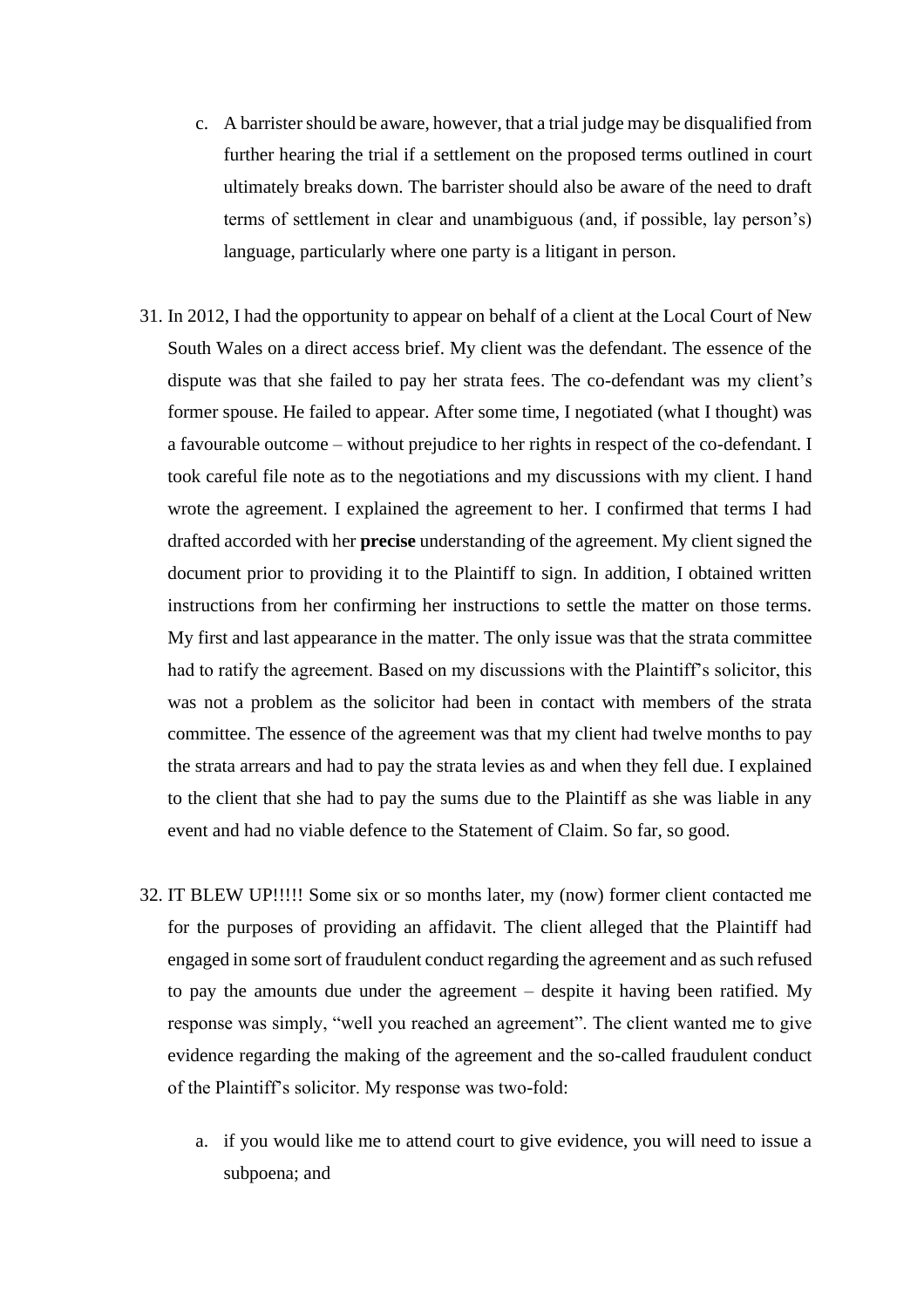c. A barrister should be aware, however, that a trial judge may be disqualified from further hearing the trial if a settlement on the proposed terms outlined in court ultimately breaks down. The barrister should also be aware of the need to draft terms of settlement in clear and unambiguous (and, if possible, lay person's) language, particularly where one party is a litigant in person.

31. In 2012, I had the opportunity to appear on behalf of a client at the Local Court of New South Wales on a direct access brief. My client was the defendant. The essence of the dispute was that she failed to pay her strata fees. The co-defendant was my client's former spouse. He failed to appear. After some time, I negotiated (what I thought) was a favourable outcome – without prejudice to her rights in respect of the co-defendant. I took careful file note as to the negotiations and my discussions with my client. I hand wrote the agreement. I explained the agreement to her. I confirmed that terms I had drafted accorded with her **precise** understanding of the agreement. My client signed the document prior to providing it to the Plaintiff to sign. In addition, I obtained written instructions from her confirming her instructions to settle the matter on those terms. My first and last appearance in the matter. The only issue was that the strata committee had to ratify the agreement. Based on my discussions with the Plaintiff's solicitor, this was not a problem as the solicitor had been in contact with members of the strata committee. The essence of the agreement was that my client had twelve months to pay the strata arrears and had to pay the strata levies as and when they fell due. I explained to the client that she had to pay the sums due to the Plaintiff as she was liable in any event and had no viable defence to the Statement of Claim. So far, so good.

32. IT BLEW UP!!!!! Some six or so months later, my (now) former client contacted me for the purposes of providing an affidavit. The client alleged that the Plaintiff had engaged in some sort of fraudulent conduct regarding the agreement and as such refused to pay the amounts due under the agreement – despite it having been ratified. My response was simply, "well you reached an agreement". The client wanted me to give evidence regarding the making of the agreement and the so-called fraudulent conduct of the Plaintiff's solicitor. My response was two-fold:

    a. if you would like me to attend court to give evidence, you will need to issue a subpoena; and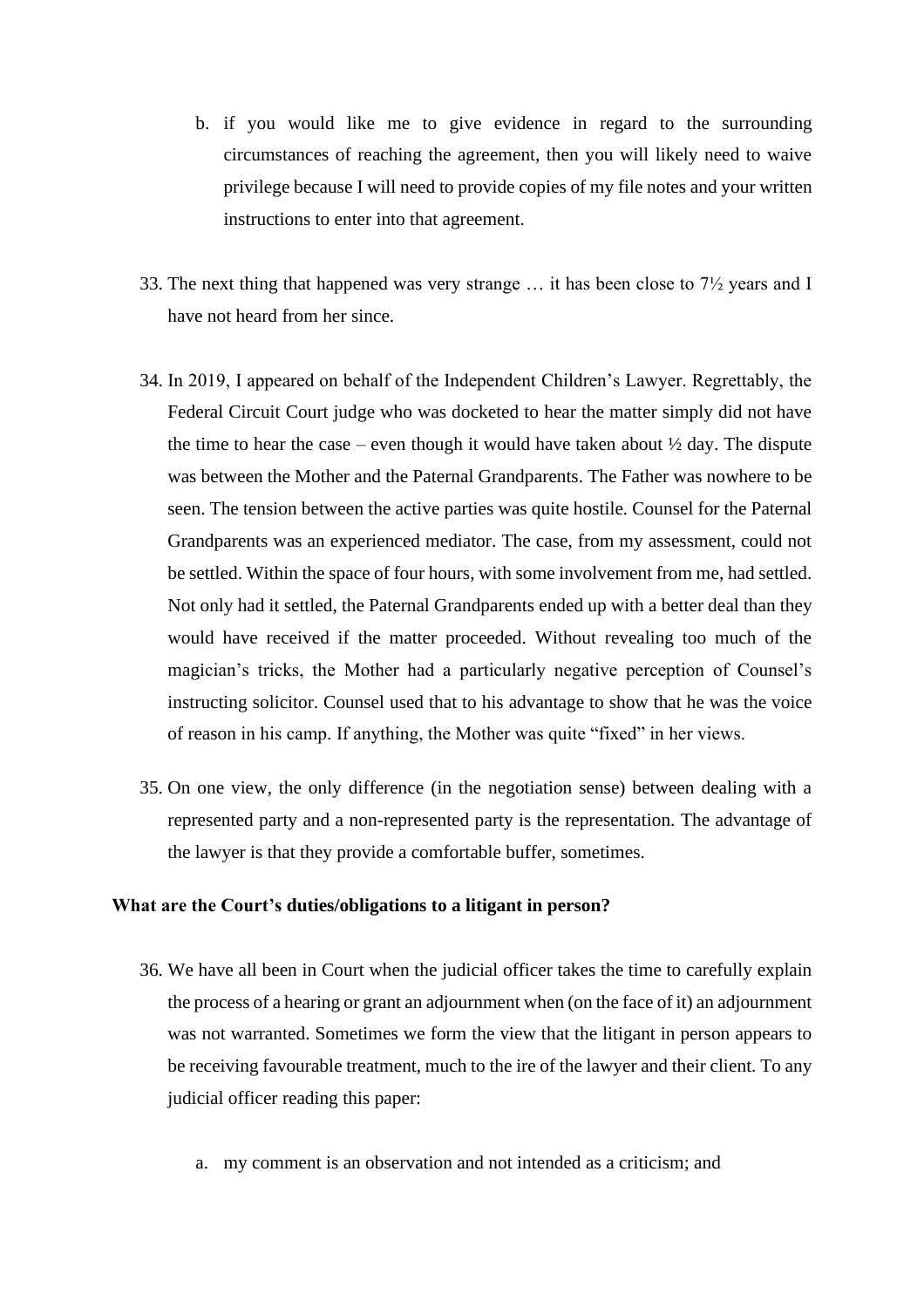b. if you would like me to give evidence in regard to the surrounding circumstances of reaching the agreement, then you will likely need to waive privilege because I will need to provide copies of my file notes and your written instructions to enter into that agreement.

33. The next thing that happened was very strange … it has been close to 7½ years and I have not heard from her since.

34. In 2019, I appeared on behalf of the Independent Children's Lawyer. Regrettably, the Federal Circuit Court judge who was docketed to hear the matter simply did not have the time to hear the case – even though it would have taken about ½ day. The dispute was between the Mother and the Paternal Grandparents. The Father was nowhere to be seen. The tension between the active parties was quite hostile. Counsel for the Paternal Grandparents was an experienced mediator. The case, from my assessment, could not be settled. Within the space of four hours, with some involvement from me, had settled. Not only had it settled, the Paternal Grandparents ended up with a better deal than they would have received if the matter proceeded. Without revealing too much of the magician's tricks, the Mother had a particularly negative perception of Counsel's instructing solicitor. Counsel used that to his advantage to show that he was the voice of reason in his camp. If anything, the Mother was quite "fixed" in her views.

35. On one view, the only difference (in the negotiation sense) between dealing with a represented party and a non-represented party is the representation. The advantage of the lawyer is that they provide a comfortable buffer, sometimes.

**What are the Court's duties/obligations to a litigant in person?**

36. We have all been in Court when the judicial officer takes the time to carefully explain the process of a hearing or grant an adjournment when (on the face of it) an adjournment was not warranted. Sometimes we form the view that the litigant in person appears to be receiving favourable treatment, much to the ire of the lawyer and their client. To any judicial officer reading this paper:

   a. my comment is an observation and not intended as a criticism; and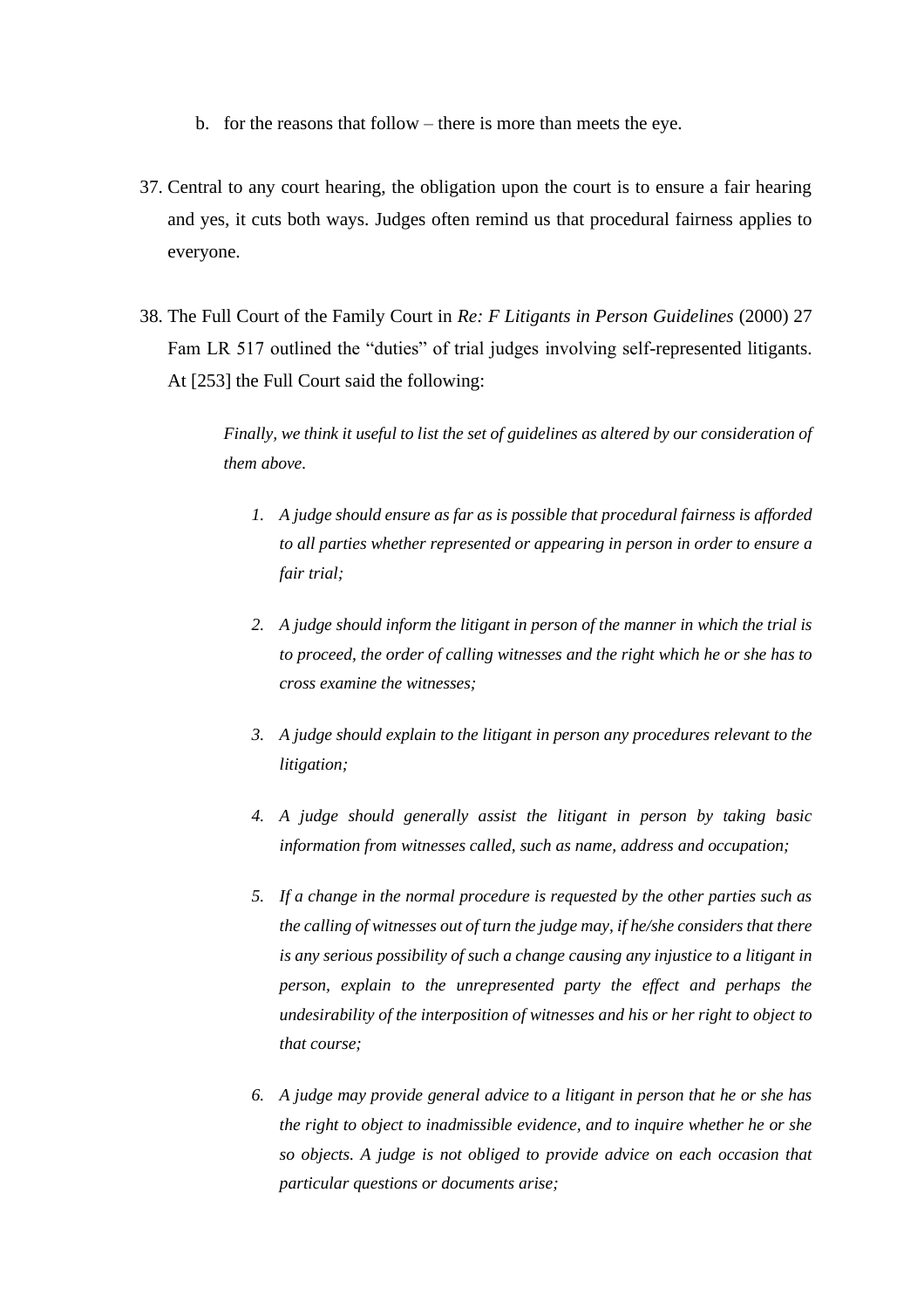b. for the reasons that follow – there is more than meets the eye.

37. Central to any court hearing, the obligation upon the court is to ensure a fair hearing and yes, it cuts both ways. Judges often remind us that procedural fairness applies to everyone.

38. The Full Court of the Family Court in *Re: F Litigants in Person Guidelines* (2000) 27 Fam LR 517 outlined the "duties" of trial judges involving self-represented litigants. At [253] the Full Court said the following:

> *Finally, we think it useful to list the set of guidelines as altered by our consideration of them above.*
>
> 1. *A judge should ensure as far as is possible that procedural fairness is afforded to all parties whether represented or appearing in person in order to ensure a fair trial;*
>
> 2. *A judge should inform the litigant in person of the manner in which the trial is to proceed, the order of calling witnesses and the right which he or she has to cross examine the witnesses;*
>
> 3. *A judge should explain to the litigant in person any procedures relevant to the litigation;*
>
> 4. *A judge should generally assist the litigant in person by taking basic information from witnesses called, such as name, address and occupation;*
>
> 5. *If a change in the normal procedure is requested by the other parties such as the calling of witnesses out of turn the judge may, if he/she considers that there is any serious possibility of such a change causing any injustice to a litigant in person, explain to the unrepresented party the effect and perhaps the undesirability of the interposition of witnesses and his or her right to object to that course;*
>
> 6. *A judge may provide general advice to a litigant in person that he or she has the right to object to inadmissible evidence, and to inquire whether he or she so objects. A judge is not obliged to provide advice on each occasion that particular questions or documents arise;*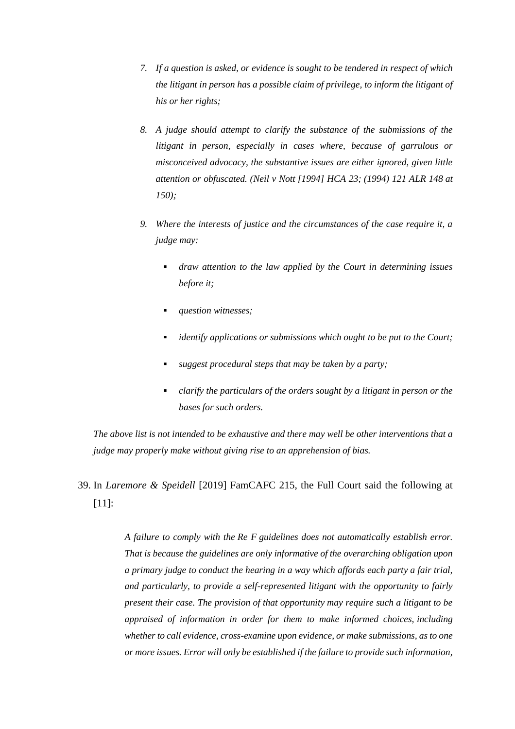> 7. *If a question is asked, or evidence is sought to be tendered in respect of which the litigant in person has a possible claim of privilege, to inform the litigant of his or her rights;*
>
> 8. *A judge should attempt to clarify the substance of the submissions of the litigant in person, especially in cases where, because of garrulous or misconceived advocacy, the substantive issues are either ignored, given little attention or obfuscated. (Neil v Nott [1994] HCA 23; (1994) 121 ALR 148 at 150);*
>
> 9. *Where the interests of justice and the circumstances of the case require it, a judge may:*
>
>    - *draw attention to the law applied by the Court in determining issues before it;*
>    - *question witnesses;*
>    - *identify applications or submissions which ought to be put to the Court;*
>    - *suggest procedural steps that may be taken by a party;*
>    - *clarify the particulars of the orders sought by a litigant in person or the bases for such orders.*
>
> *The above list is not intended to be exhaustive and there may well be other interventions that a judge may properly make without giving rise to an apprehension of bias.*

39. In *Laremore & Speidell* [2019] FamCAFC 215, the Full Court said the following at [11]:

> *A failure to comply with the Re F guidelines does not automatically establish error. That is because the guidelines are only informative of the overarching obligation upon a primary judge to conduct the hearing in a way which affords each party a fair trial, and particularly, to provide a self-represented litigant with the opportunity to fairly present their case. The provision of that opportunity may require such a litigant to be appraised of information in order for them to make informed choices, including whether to call evidence, cross-examine upon evidence, or make submissions, as to one or more issues. Error will only be established if the failure to provide such information,*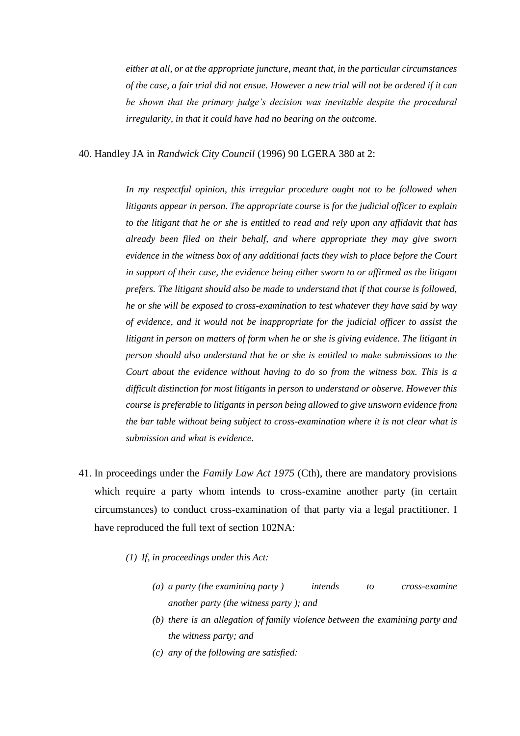> *either at all, or at the appropriate juncture, meant that, in the particular circumstances of the case, a fair trial did not ensue. However a new trial will not be ordered if it can be shown that the primary judge's decision was inevitable despite the procedural irregularity, in that it could have had no bearing on the outcome.*

40. Handley JA in *Randwick City Council* (1996) 90 LGERA 380 at 2:

> *In my respectful opinion, this irregular procedure ought not to be followed when litigants appear in person. The appropriate course is for the judicial officer to explain to the litigant that he or she is entitled to read and rely upon any affidavit that has already been filed on their behalf, and where appropriate they may give sworn evidence in the witness box of any additional facts they wish to place before the Court in support of their case, the evidence being either sworn to or affirmed as the litigant prefers. The litigant should also be made to understand that if that course is followed, he or she will be exposed to cross-examination to test whatever they have said by way of evidence, and it would not be inappropriate for the judicial officer to assist the litigant in person on matters of form when he or she is giving evidence. The litigant in person should also understand that he or she is entitled to make submissions to the Court about the evidence without having to do so from the witness box. This is a difficult distinction for most litigants in person to understand or observe. However this course is preferable to litigants in person being allowed to give unsworn evidence from the bar table without being subject to cross-examination where it is not clear what is submission and what is evidence.*

41. In proceedings under the *Family Law Act 1975* (Cth), there are mandatory provisions which require a party whom intends to cross-examine another party (in certain circumstances) to conduct cross-examination of that party via a legal practitioner. I have reproduced the full text of section 102NA:

> *(1) If, in proceedings under this Act:*
>
> > *(a) a party (the examining party ) intends to cross-examine another party (the witness party ); and*
> >
> > *(b) there is an allegation of family violence between the examining party and the witness party; and*
> >
> > *(c) any of the following are satisfied:*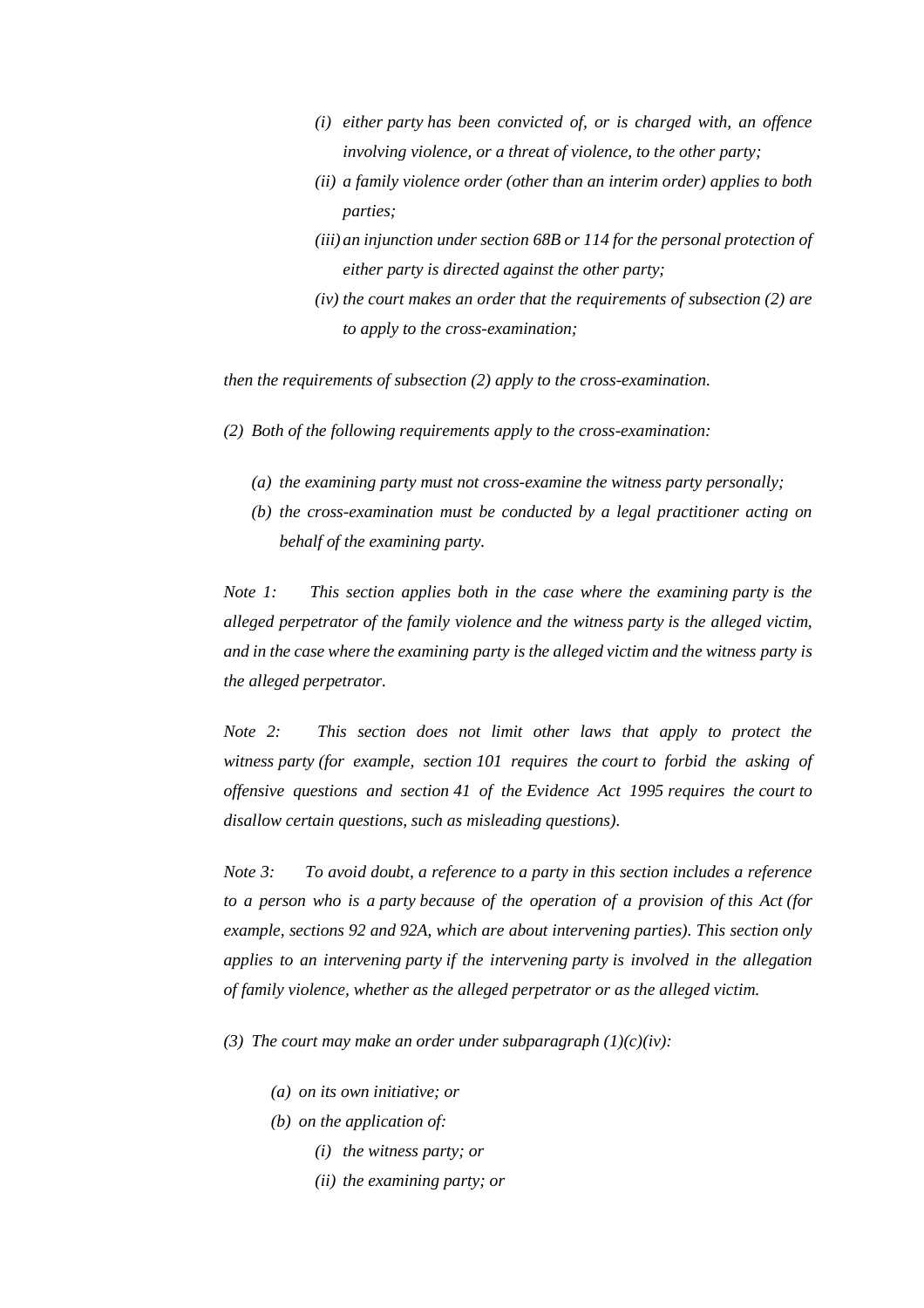*(i) either party has been convicted of, or is charged with, an offence involving violence, or a threat of violence, to the other party;*

*(ii) a family violence order (other than an interim order) applies to both parties;*

*(iii) an injunction under section 68B or 114 for the personal protection of either party is directed against the other party;*

*(iv) the court makes an order that the requirements of subsection (2) are to apply to the cross-examination;*

*then the requirements of subsection (2) apply to the cross-examination.*

*(2) Both of the following requirements apply to the cross-examination:*

*(a) the examining party must not cross-examine the witness party personally;*

*(b) the cross-examination must be conducted by a legal practitioner acting on behalf of the examining party.*

*Note 1: This section applies both in the case where the examining party is the alleged perpetrator of the family violence and the witness party is the alleged victim, and in the case where the examining party is the alleged victim and the witness party is the alleged perpetrator.*

*Note 2: This section does not limit other laws that apply to protect the witness party (for example, section 101 requires the court to forbid the asking of offensive questions and section 41 of the Evidence Act 1995 requires the court to disallow certain questions, such as misleading questions).*

*Note 3: To avoid doubt, a reference to a party in this section includes a reference to a person who is a party because of the operation of a provision of this Act (for example, sections 92 and 92A, which are about intervening parties). This section only applies to an intervening party if the intervening party is involved in the allegation of family violence, whether as the alleged perpetrator or as the alleged victim.*

*(3) The court may make an order under subparagraph (1)(c)(iv):*

*(a) on its own initiative; or*

*(b) on the application of:*

*(i) the witness party; or*

*(ii) the examining party; or*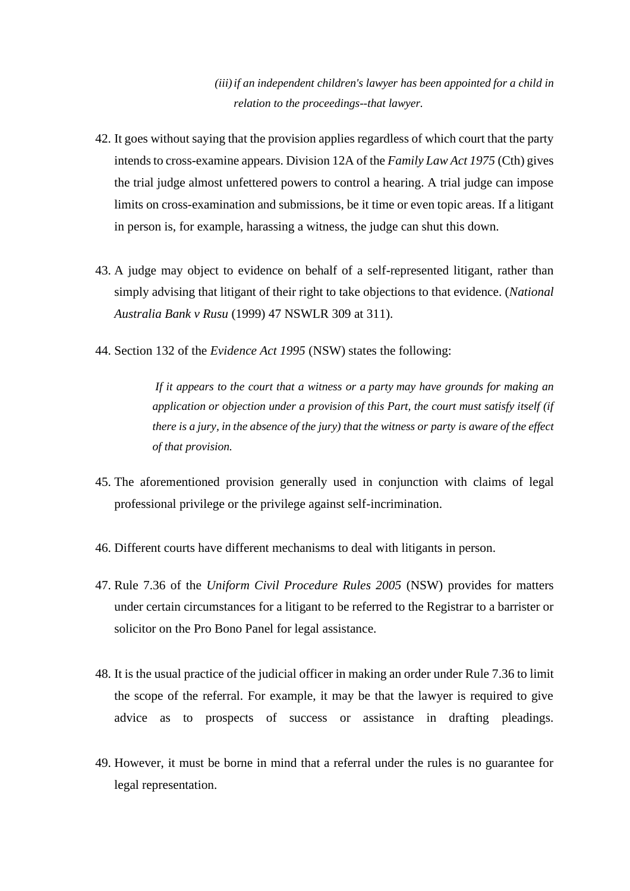> (iii) *if an independent children's lawyer has been appointed for a child in relation to the proceedings--that lawyer.*

42. It goes without saying that the provision applies regardless of which court that the party intends to cross-examine appears. Division 12A of the *Family Law Act 1975* (Cth) gives the trial judge almost unfettered powers to control a hearing. A trial judge can impose limits on cross-examination and submissions, be it time or even topic areas. If a litigant in person is, for example, harassing a witness, the judge can shut this down.

43. A judge may object to evidence on behalf of a self-represented litigant, rather than simply advising that litigant of their right to take objections to that evidence. (*National Australia Bank v Rusu* (1999) 47 NSWLR 309 at 311).

44. Section 132 of the *Evidence Act 1995* (NSW) states the following:

> *If it appears to the court that a witness or a party may have grounds for making an application or objection under a provision of this Part, the court must satisfy itself (if there is a jury, in the absence of the jury) that the witness or party is aware of the effect of that provision.*

45. The aforementioned provision generally used in conjunction with claims of legal professional privilege or the privilege against self-incrimination.

46. Different courts have different mechanisms to deal with litigants in person.

47. Rule 7.36 of the *Uniform Civil Procedure Rules 2005* (NSW) provides for matters under certain circumstances for a litigant to be referred to the Registrar to a barrister or solicitor on the Pro Bono Panel for legal assistance.

48. It is the usual practice of the judicial officer in making an order under Rule 7.36 to limit the scope of the referral. For example, it may be that the lawyer is required to give advice as to prospects of success or assistance in drafting pleadings.

49. However, it must be borne in mind that a referral under the rules is no guarantee for legal representation.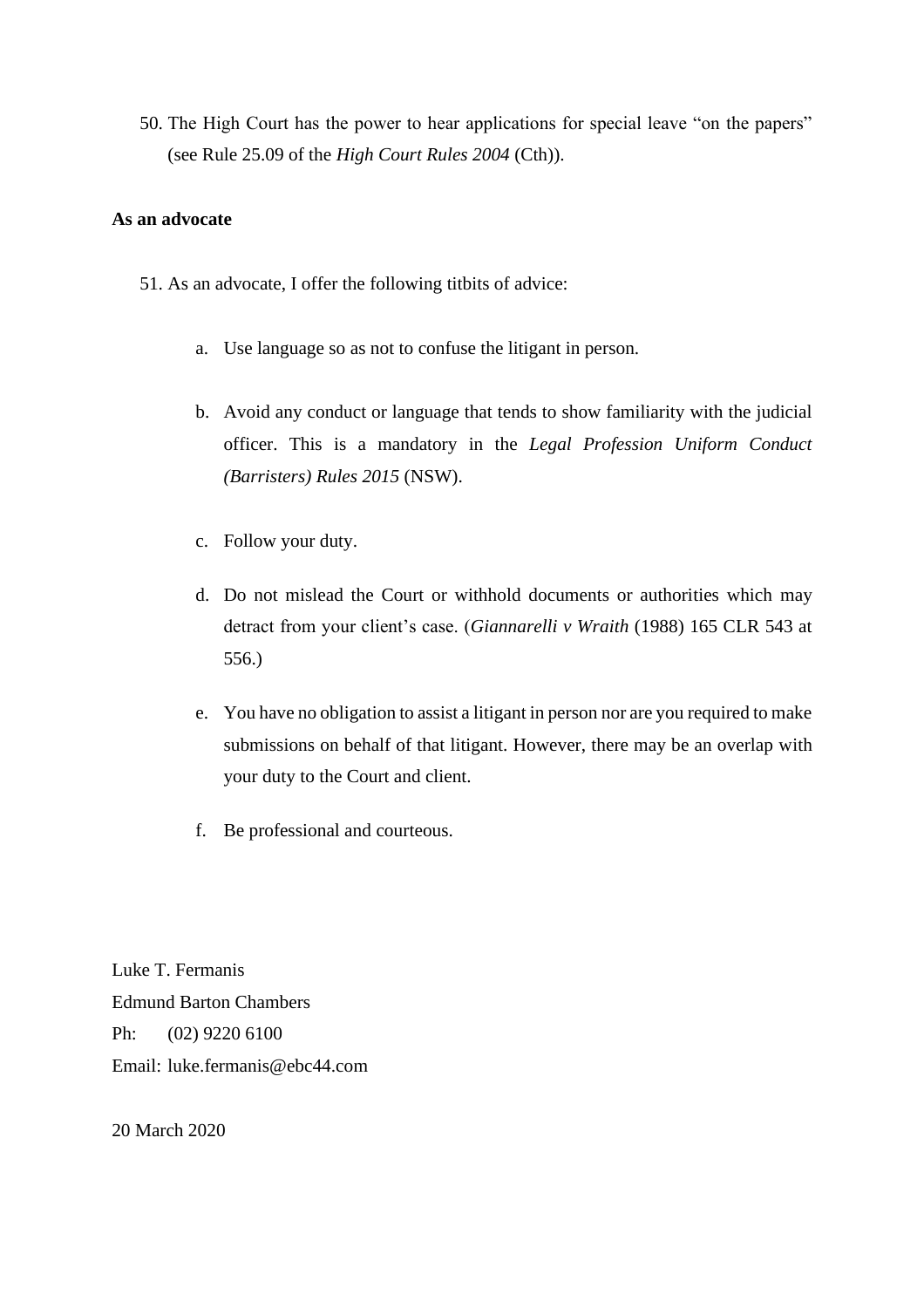50. The High Court has the power to hear applications for special leave "on the papers" (see Rule 25.09 of the *High Court Rules 2004* (Cth)).

**As an advocate**

51. As an advocate, I offer the following titbits of advice:

    a. Use language so as not to confuse the litigant in person.

    b. Avoid any conduct or language that tends to show familiarity with the judicial officer. This is a mandatory in the *Legal Profession Uniform Conduct (Barristers) Rules 2015* (NSW).

    c. Follow your duty.

    d. Do not mislead the Court or withhold documents or authorities which may detract from your client's case. (*Giannarelli v Wraith* (1988) 165 CLR 543 at 556.)

    e. You have no obligation to assist a litigant in person nor are you required to make submissions on behalf of that litigant. However, there may be an overlap with your duty to the Court and client.

    f. Be professional and courteous.

Luke T. Fermanis
Edmund Barton Chambers
Ph: (02) 9220 6100
Email: luke.fermanis@ebc44.com

20 March 2020